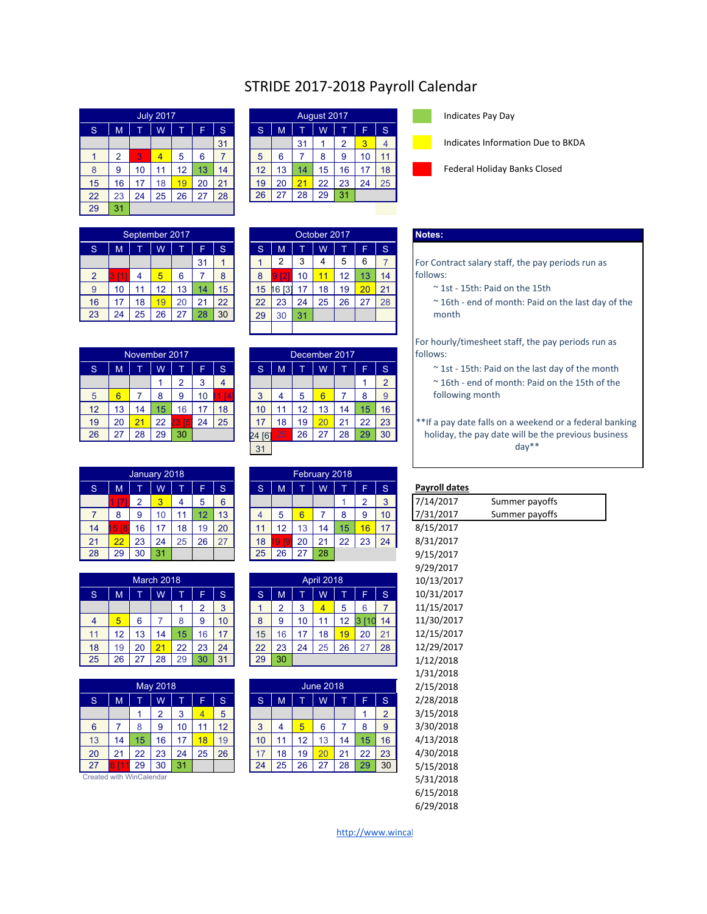# STRIDE 2017-2018 Payroll Calendar

**Legend:**
- Indicates Pay Day (green)
- Indicates Information Due to BKDA (yellow)
- Federal Holiday Banks Closed (red)

### July 2017

| S | M | T | W | T | F | S |
|---|---|---|---|---|---|---|
| | | | | | | 31 |
| 1 | 2 | 3 | 4 | 5 | 6 | 7 |
| 8 | 9 | 10 | 11 | 12 | 13 | 14 |
| 15 | 16 | 17 | 18 | 19 | 20 | 21 |
| 22 | 23 | 24 | 25 | 26 | 27 | 28 |
| 29 | 31 | | | | | |

### August 2017

| S | M | T | W | T | F | S |
|---|---|---|---|---|---|---|
| | | 31 | 1 | 2 | 3 | 4 |
| 5 | 6 | 7 | 8 | 9 | 10 | 11 |
| 12 | 13 | 14 | 15 | 16 | 17 | 18 |
| 19 | 20 | 21 | 22 | 23 | 24 | 25 |
| 26 | 27 | 28 | 29 | 31 | | |

### September 2017

| S | M | T | W | T | F | S |
|---|---|---|---|---|---|---|
| | | | | | 31 | 1 |
| 2 | 3 [1] | 4 | 5 | 6 | 7 | 8 |
| 9 | 10 | 11 | 12 | 13 | 14 | 15 |
| 16 | 17 | 18 | 19 | 20 | 21 | 22 |
| 23 | 24 | 25 | 26 | 27 | 28 | 30 |

### October 2017

| S | M | T | W | T | F | S |
|---|---|---|---|---|---|---|
| 1 | 2 | 3 | 4 | 5 | 6 | 7 |
| 8 | 9 [2] | 10 | 11 | 12 | 13 | 14 |
| 15 | 16 [3] | 17 | 18 | 19 | 20 | 21 |
| 22 | 23 | 24 | 25 | 26 | 27 | 28 |
| 29 | 30 | 31 | | | | |

### November 2017

| S | M | T | W | T | F | S |
|---|---|---|---|---|---|---|
| | | | 1 | 2 | 3 | 4 |
| 5 | 6 | 7 | 8 | 9 | 10 | 11 [4] |
| 12 | 13 | 14 | 15 | 16 | 17 | 18 |
| 19 | 20 | 21 | 22 | 23 [5] | 24 | 25 |
| 26 | 27 | 28 | 29 | 30 | | |

### December 2017

| S | M | T | W | T | F | S |
|---|---|---|---|---|---|---|
| | | | | | 1 | 2 |
| 3 | 4 | 5 | 6 | 7 | 8 | 9 |
| 10 | 11 | 12 | 13 | 14 | 15 | 16 |
| 17 | 18 | 19 | 20 | 21 | 22 | 23 |
| 24 [6] | 25 | 26 | 27 | 28 | 29 | 30 |
| 31 | | | | | | |

### January 2018

| S | M | T | W | T | F | S |
|---|---|---|---|---|---|---|
| | 1 [7] | 2 | 3 | 4 | 5 | 6 |
| 7 | 8 | 9 | 10 | 11 | 12 | 13 |
| 14 | 15 [8] | 16 | 17 | 18 | 19 | 20 |
| 21 | 22 | 23 | 24 | 25 | 26 | 27 |
| 28 | 29 | 30 | 31 | | | |

### February 2018

| S | M | T | W | T | F | S |
|---|---|---|---|---|---|---|
| | | | | 1 | 2 | 3 |
| 4 | 5 | 6 | 7 | 8 | 9 | 10 |
| 11 | 12 | 13 | 14 | 15 | 16 | 17 |
| 18 | 19 [9] | 20 | 21 | 22 | 23 | 24 |
| 25 | 26 | 27 | 28 | | | |

### March 2018

| S | M | T | W | T | F | S |
|---|---|---|---|---|---|---|
| | | | | 1 | 2 | 3 |
| 4 | 5 | 6 | 7 | 8 | 9 | 10 |
| 11 | 12 | 13 | 14 | 15 | 16 | 17 |
| 18 | 19 | 20 | 21 | 22 | 23 | 24 |
| 25 | 26 | 27 | 28 | 29 | 30 | 31 |

### April 2018

| S | M | T | W | T | F | S |
|---|---|---|---|---|---|---|
| 1 | 2 | 3 | 4 | 5 | 6 | 7 |
| 8 | 9 | 10 | 11 | 12 | 13 [10] | 14 |
| 15 | 16 | 17 | 18 | 19 | 20 | 21 |
| 22 | 23 | 24 | 25 | 26 | 27 | 28 |
| 29 | 30 | | | | | |

### May 2018

| S | M | T | W | T | F | S |
|---|---|---|---|---|---|---|
| | | 1 | 2 | 3 | 4 | 5 |
| 6 | 7 | 8 | 9 | 10 | 11 | 12 |
| 13 | 14 | 15 | 16 | 17 | 18 | 19 |
| 20 | 21 | 22 | 23 | 24 | 25 | 26 |
| 27 | 28 [11] | 29 | 30 | 31 | | |

### June 2018

| S | M | T | W | T | F | S |
|---|---|---|---|---|---|---|
| | | | | | 1 | 2 |
| 3 | 4 | 5 | 6 | 7 | 8 | 9 |
| 10 | 11 | 12 | 13 | 14 | 15 | 16 |
| 17 | 18 | 19 | 20 | 21 | 22 | 23 |
| 24 | 25 | 26 | 27 | 28 | 29 | 30 |

Created with WinCalendar

**Notes:**

For Contract salary staff, the pay periods run as follows:
- ~ 1st - 15th: Paid on the 15th
- ~ 16th - end of month: Paid on the last day of the month

For hourly/timesheet staff, the pay periods run as follows:
- ~ 1st - 15th: Paid on the last day of the month
- ~ 16th - end of month: Paid on the 15th of the following month

**If a pay date falls on a weekend or a federal banking holiday, the pay date will be the previous business day**

**Payroll dates**

| Date | Note |
|---|---|
| 7/14/2017 | Summer payoffs |
| 7/31/2017 | Summer payoffs |
| 8/15/2017 | |
| 8/31/2017 | |
| 9/15/2017 | |
| 9/29/2017 | |
| 10/13/2017 | |
| 10/31/2017 | |
| 11/15/2017 | |
| 11/30/2017 | |
| 12/15/2017 | |
| 12/29/2017 | |
| 1/12/2018 | |
| 1/31/2018 | |
| 2/15/2018 | |
| 2/28/2018 | |
| 3/15/2018 | |
| 3/30/2018 | |
| 4/13/2018 | |
| 4/30/2018 | |
| 5/15/2018 | |
| 5/31/2018 | |
| 6/15/2018 | |
| 6/29/2018 | |

http://www.wincal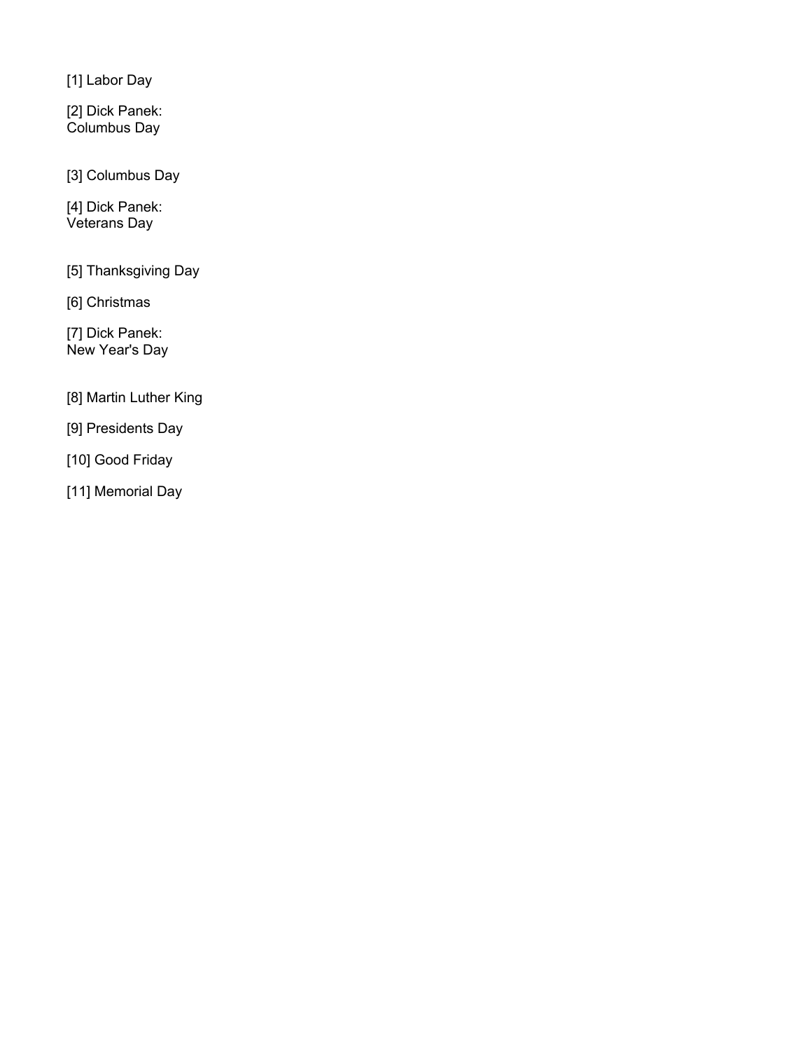[1] Labor Day

[2] Dick Panek:
Columbus Day

[3] Columbus Day

[4] Dick Panek:
Veterans Day

[5] Thanksgiving Day

[6] Christmas

[7] Dick Panek:
New Year's Day

[8] Martin Luther King

[9] Presidents Day

[10] Good Friday

[11] Memorial Day